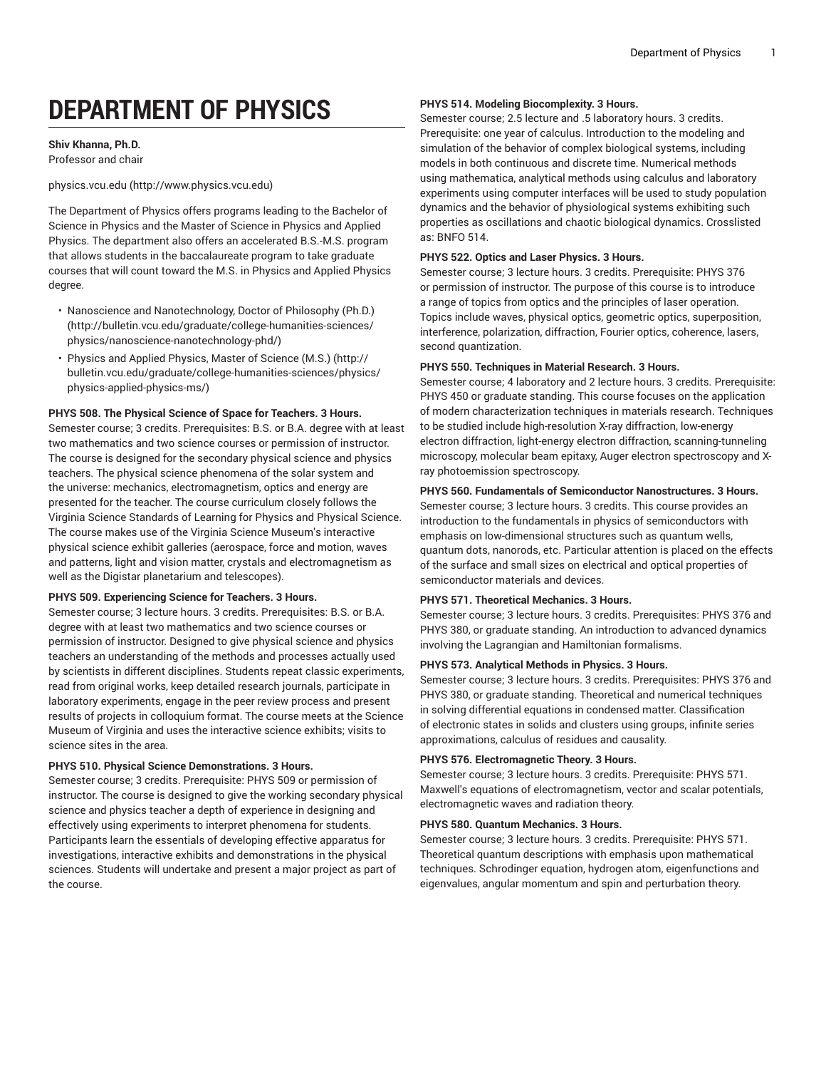# DEPARTMENT OF PHYSICS

**Shiv Khanna, Ph.D.**
Professor and chair

physics.vcu.edu (http://www.physics.vcu.edu)

The Department of Physics offers programs leading to the Bachelor of Science in Physics and the Master of Science in Physics and Applied Physics. The department also offers an accelerated B.S.-M.S. program that allows students in the baccalaureate program to take graduate courses that will count toward the M.S. in Physics and Applied Physics degree.

- Nanoscience and Nanotechnology, Doctor of Philosophy (Ph.D.) (http://bulletin.vcu.edu/graduate/college-humanities-sciences/physics/nanoscience-nanotechnology-phd/)
- Physics and Applied Physics, Master of Science (M.S.) (http://bulletin.vcu.edu/graduate/college-humanities-sciences/physics/physics-applied-physics-ms/)

**PHYS 508. The Physical Science of Space for Teachers. 3 Hours.**
Semester course; 3 credits. Prerequisites: B.S. or B.A. degree with at least two mathematics and two science courses or permission of instructor. The course is designed for the secondary physical science and physics teachers. The physical science phenomena of the solar system and the universe: mechanics, electromagnetism, optics and energy are presented for the teacher. The course curriculum closely follows the Virginia Science Standards of Learning for Physics and Physical Science. The course makes use of the Virginia Science Museum's interactive physical science exhibit galleries (aerospace, force and motion, waves and patterns, light and vision matter, crystals and electromagnetism as well as the Digistar planetarium and telescopes).

**PHYS 509. Experiencing Science for Teachers. 3 Hours.**
Semester course; 3 lecture hours. 3 credits. Prerequisites: B.S. or B.A. degree with at least two mathematics and two science courses or permission of instructor. Designed to give physical science and physics teachers an understanding of the methods and processes actually used by scientists in different disciplines. Students repeat classic experiments, read from original works, keep detailed research journals, participate in laboratory experiments, engage in the peer review process and present results of projects in colloquium format. The course meets at the Science Museum of Virginia and uses the interactive science exhibits; visits to science sites in the area.

**PHYS 510. Physical Science Demonstrations. 3 Hours.**
Semester course; 3 credits. Prerequisite: PHYS 509 or permission of instructor. The course is designed to give the working secondary physical science and physics teacher a depth of experience in designing and effectively using experiments to interpret phenomena for students. Participants learn the essentials of developing effective apparatus for investigations, interactive exhibits and demonstrations in the physical sciences. Students will undertake and present a major project as part of the course.

**PHYS 514. Modeling Biocomplexity. 3 Hours.**
Semester course; 2.5 lecture and .5 laboratory hours. 3 credits. Prerequisite: one year of calculus. Introduction to the modeling and simulation of the behavior of complex biological systems, including models in both continuous and discrete time. Numerical methods using mathematica, analytical methods using calculus and laboratory experiments using computer interfaces will be used to study population dynamics and the behavior of physiological systems exhibiting such properties as oscillations and chaotic biological dynamics. Crosslisted as: BNFO 514.

**PHYS 522. Optics and Laser Physics. 3 Hours.**
Semester course; 3 lecture hours. 3 credits. Prerequisite: PHYS 376 or permission of instructor. The purpose of this course is to introduce a range of topics from optics and the principles of laser operation. Topics include waves, physical optics, geometric optics, superposition, interference, polarization, diffraction, Fourier optics, coherence, lasers, second quantization.

**PHYS 550. Techniques in Material Research. 3 Hours.**
Semester course; 4 laboratory and 2 lecture hours. 3 credits. Prerequisite: PHYS 450 or graduate standing. This course focuses on the application of modern characterization techniques in materials research. Techniques to be studied include high-resolution X-ray diffraction, low-energy electron diffraction, light-energy electron diffraction, scanning-tunneling microscopy, molecular beam epitaxy, Auger electron spectroscopy and X-ray photoemission spectroscopy.

**PHYS 560. Fundamentals of Semiconductor Nanostructures. 3 Hours.**
Semester course; 3 lecture hours. 3 credits. This course provides an introduction to the fundamentals in physics of semiconductors with emphasis on low-dimensional structures such as quantum wells, quantum dots, nanorods, etc. Particular attention is placed on the effects of the surface and small sizes on electrical and optical properties of semiconductor materials and devices.

**PHYS 571. Theoretical Mechanics. 3 Hours.**
Semester course; 3 lecture hours. 3 credits. Prerequisites: PHYS 376 and PHYS 380, or graduate standing. An introduction to advanced dynamics involving the Lagrangian and Hamiltonian formalisms.

**PHYS 573. Analytical Methods in Physics. 3 Hours.**
Semester course; 3 lecture hours. 3 credits. Prerequisites: PHYS 376 and PHYS 380, or graduate standing. Theoretical and numerical techniques in solving differential equations in condensed matter. Classification of electronic states in solids and clusters using groups, infinite series approximations, calculus of residues and causality.

**PHYS 576. Electromagnetic Theory. 3 Hours.**
Semester course; 3 lecture hours. 3 credits. Prerequisite: PHYS 571. Maxwell's equations of electromagnetism, vector and scalar potentials, electromagnetic waves and radiation theory.

**PHYS 580. Quantum Mechanics. 3 Hours.**
Semester course; 3 lecture hours. 3 credits. Prerequisite: PHYS 571. Theoretical quantum descriptions with emphasis upon mathematical techniques. Schrodinger equation, hydrogen atom, eigenfunctions and eigenvalues, angular momentum and spin and perturbation theory.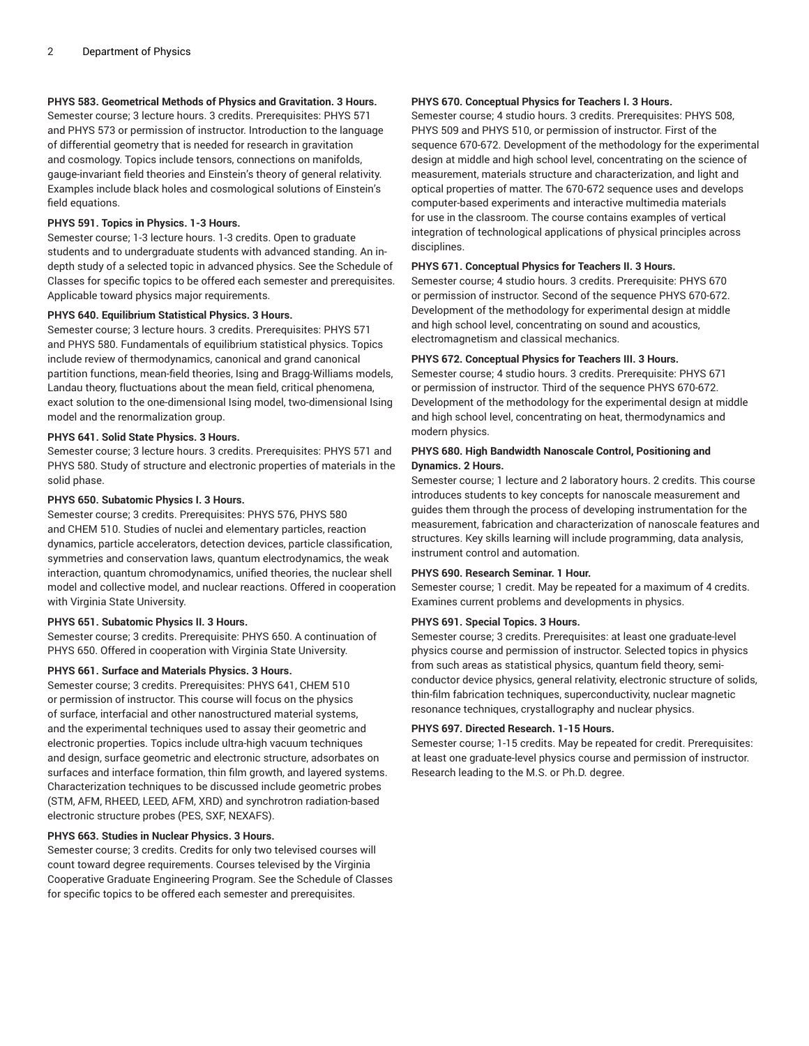**PHYS 583. Geometrical Methods of Physics and Gravitation. 3 Hours.**

Semester course; 3 lecture hours. 3 credits. Prerequisites: PHYS 571 and PHYS 573 or permission of instructor. Introduction to the language of differential geometry that is needed for research in gravitation and cosmology. Topics include tensors, connections on manifolds, gauge-invariant field theories and Einstein's theory of general relativity. Examples include black holes and cosmological solutions of Einstein's field equations.

**PHYS 591. Topics in Physics. 1-3 Hours.**

Semester course; 1-3 lecture hours. 1-3 credits. Open to graduate students and to undergraduate students with advanced standing. An in-depth study of a selected topic in advanced physics. See the Schedule of Classes for specific topics to be offered each semester and prerequisites. Applicable toward physics major requirements.

**PHYS 640. Equilibrium Statistical Physics. 3 Hours.**

Semester course; 3 lecture hours. 3 credits. Prerequisites: PHYS 571 and PHYS 580. Fundamentals of equilibrium statistical physics. Topics include review of thermodynamics, canonical and grand canonical partition functions, mean-field theories, Ising and Bragg-Williams models, Landau theory, fluctuations about the mean field, critical phenomena, exact solution to the one-dimensional Ising model, two-dimensional Ising model and the renormalization group.

**PHYS 641. Solid State Physics. 3 Hours.**

Semester course; 3 lecture hours. 3 credits. Prerequisites: PHYS 571 and PHYS 580. Study of structure and electronic properties of materials in the solid phase.

**PHYS 650. Subatomic Physics I. 3 Hours.**

Semester course; 3 credits. Prerequisites: PHYS 576, PHYS 580 and CHEM 510. Studies of nuclei and elementary particles, reaction dynamics, particle accelerators, detection devices, particle classification, symmetries and conservation laws, quantum electrodynamics, the weak interaction, quantum chromodynamics, unified theories, the nuclear shell model and collective model, and nuclear reactions. Offered in cooperation with Virginia State University.

**PHYS 651. Subatomic Physics II. 3 Hours.**

Semester course; 3 credits. Prerequisite: PHYS 650. A continuation of PHYS 650. Offered in cooperation with Virginia State University.

**PHYS 661. Surface and Materials Physics. 3 Hours.**

Semester course; 3 credits. Prerequisites: PHYS 641, CHEM 510 or permission of instructor. This course will focus on the physics of surface, interfacial and other nanostructured material systems, and the experimental techniques used to assay their geometric and electronic properties. Topics include ultra-high vacuum techniques and design, surface geometric and electronic structure, adsorbates on surfaces and interface formation, thin film growth, and layered systems. Characterization techniques to be discussed include geometric probes (STM, AFM, RHEED, LEED, AFM, XRD) and synchrotron radiation-based electronic structure probes (PES, SXF, NEXAFS).

**PHYS 663. Studies in Nuclear Physics. 3 Hours.**

Semester course; 3 credits. Credits for only two televised courses will count toward degree requirements. Courses televised by the Virginia Cooperative Graduate Engineering Program. See the Schedule of Classes for specific topics to be offered each semester and prerequisites.

**PHYS 670. Conceptual Physics for Teachers I. 3 Hours.**

Semester course; 4 studio hours. 3 credits. Prerequisites: PHYS 508, PHYS 509 and PHYS 510, or permission of instructor. First of the sequence 670-672. Development of the methodology for the experimental design at middle and high school level, concentrating on the science of measurement, materials structure and characterization, and light and optical properties of matter. The 670-672 sequence uses and develops computer-based experiments and interactive multimedia materials for use in the classroom. The course contains examples of vertical integration of technological applications of physical principles across disciplines.

**PHYS 671. Conceptual Physics for Teachers II. 3 Hours.**

Semester course; 4 studio hours. 3 credits. Prerequisite: PHYS 670 or permission of instructor. Second of the sequence PHYS 670-672. Development of the methodology for experimental design at middle and high school level, concentrating on sound and acoustics, electromagnetism and classical mechanics.

**PHYS 672. Conceptual Physics for Teachers III. 3 Hours.**

Semester course; 4 studio hours. 3 credits. Prerequisite: PHYS 671 or permission of instructor. Third of the sequence PHYS 670-672. Development of the methodology for the experimental design at middle and high school level, concentrating on heat, thermodynamics and modern physics.

**PHYS 680. High Bandwidth Nanoscale Control, Positioning and Dynamics. 2 Hours.**

Semester course; 1 lecture and 2 laboratory hours. 2 credits. This course introduces students to key concepts for nanoscale measurement and guides them through the process of developing instrumentation for the measurement, fabrication and characterization of nanoscale features and structures. Key skills learning will include programming, data analysis, instrument control and automation.

**PHYS 690. Research Seminar. 1 Hour.**

Semester course; 1 credit. May be repeated for a maximum of 4 credits. Examines current problems and developments in physics.

**PHYS 691. Special Topics. 3 Hours.**

Semester course; 3 credits. Prerequisites: at least one graduate-level physics course and permission of instructor. Selected topics in physics from such areas as statistical physics, quantum field theory, semi-conductor device physics, general relativity, electronic structure of solids, thin-film fabrication techniques, superconductivity, nuclear magnetic resonance techniques, crystallography and nuclear physics.

**PHYS 697. Directed Research. 1-15 Hours.**

Semester course; 1-15 credits. May be repeated for credit. Prerequisites: at least one graduate-level physics course and permission of instructor. Research leading to the M.S. or Ph.D. degree.